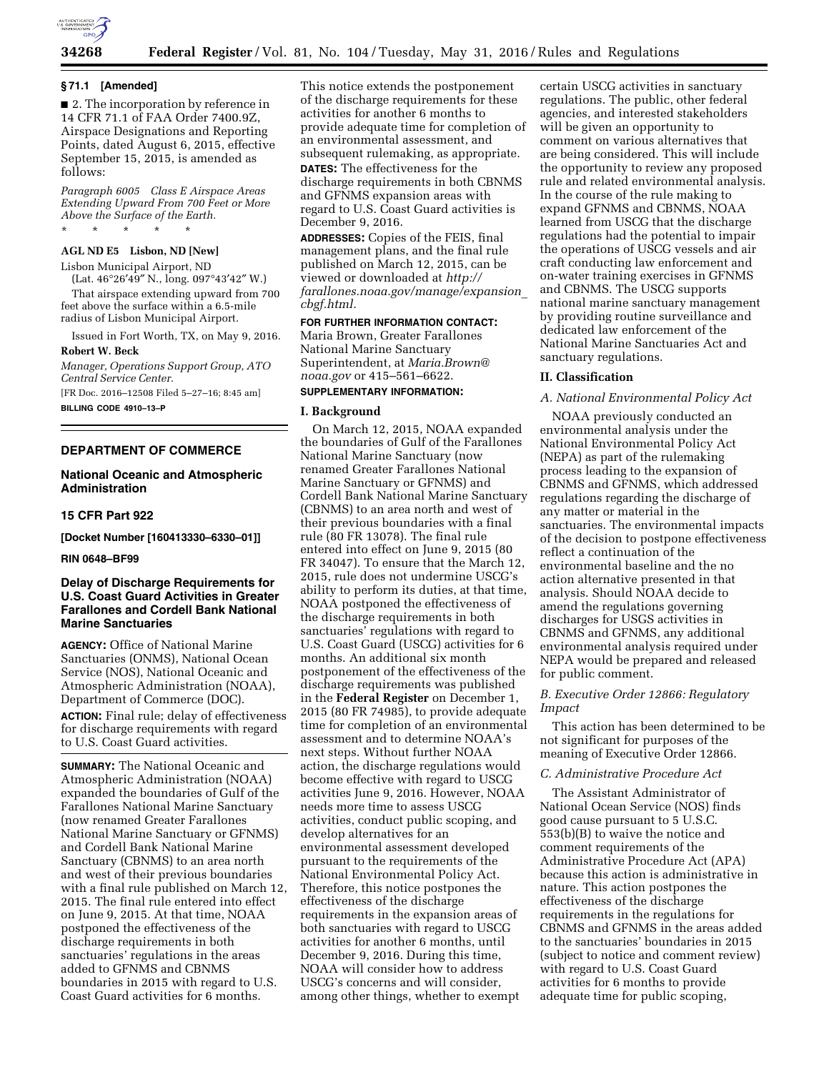### § 71.1 [Amended]

■ 2. The incorporation by reference in 14 CFR 71.1 of FAA Order 7400.9Z, Airspace Designations and Reporting Points, dated August 6, 2015, effective September 15, 2015, is amended as follows:

*Paragraph 6005 Class E Airspace Areas Extending Upward From 700 Feet or More Above the Surface of the Earth.*

\* \* \* \* \*

**AGL ND E5 Lisbon, ND [New]**

Lisbon Municipal Airport, ND

(Lat. 46°26′49″ N., long. 097°43′42″ W.)

That airspace extending upward from 700 feet above the surface within a 6.5-mile radius of Lisbon Municipal Airport.

Issued in Fort Worth, TX, on May 9, 2016.

**Robert W. Beck**

*Manager, Operations Support Group, ATO Central Service Center.*

[FR Doc. 2016–12508 Filed 5–27–16; 8:45 am]

**BILLING CODE 4910–13–P**

---

## DEPARTMENT OF COMMERCE

### National Oceanic and Atmospheric Administration

### 15 CFR Part 922

**[Docket Number [160413330–6330–01]]**

**RIN 0648–BF99**

### Delay of Discharge Requirements for U.S. Coast Guard Activities in Greater Farallones and Cordell Bank National Marine Sanctuaries

**AGENCY:** Office of National Marine Sanctuaries (ONMS), National Ocean Service (NOS), National Oceanic and Atmospheric Administration (NOAA), Department of Commerce (DOC).

**ACTION:** Final rule; delay of effectiveness for discharge requirements with regard to U.S. Coast Guard activities.

**SUMMARY:** The National Oceanic and Atmospheric Administration (NOAA) expanded the boundaries of Gulf of the Farallones National Marine Sanctuary (now renamed Greater Farallones National Marine Sanctuary or GFNMS) and Cordell Bank National Marine Sanctuary (CBNMS) to an area north and west of their previous boundaries with a final rule published on March 12, 2015. The final rule entered into effect on June 9, 2015. At that time, NOAA postponed the effectiveness of the discharge requirements in both sanctuaries' regulations in the areas added to GFNMS and CBNMS boundaries in 2015 with regard to U.S. Coast Guard activities for 6 months. This notice extends the postponement of the discharge requirements for these activities for another 6 months to provide adequate time for completion of an environmental assessment, and subsequent rulemaking, as appropriate.

**DATES:** The effectiveness for the discharge requirements in both CBNMS and GFNMS expansion areas with regard to U.S. Coast Guard activities is December 9, 2016.

**ADDRESSES:** Copies of the FEIS, final management plans, and the final rule published on March 12, 2015, can be viewed or downloaded at *http://farallones.noaa.gov/manage/expansion_cbgf.html.*

**FOR FURTHER INFORMATION CONTACT:** Maria Brown, Greater Farallones National Marine Sanctuary Superintendent, at *Maria.Brown@noaa.gov* or 415–561–6622.

**SUPPLEMENTARY INFORMATION:**

#### I. Background

On March 12, 2015, NOAA expanded the boundaries of Gulf of the Farallones National Marine Sanctuary (now renamed Greater Farallones National Marine Sanctuary or GFNMS) and Cordell Bank National Marine Sanctuary (CBNMS) to an area north and west of their previous boundaries with a final rule (80 FR 13078). The final rule entered into effect on June 9, 2015 (80 FR 34047). To ensure that the March 12, 2015, rule does not undermine USCG's ability to perform its duties, at that time, NOAA postponed the effectiveness of the discharge requirements in both sanctuaries' regulations with regard to U.S. Coast Guard (USCG) activities for 6 months. An additional six month postponement of the effectiveness of the discharge requirements was published in the **Federal Register** on December 1, 2015 (80 FR 74985), to provide adequate time for completion of an environmental assessment and to determine NOAA's next steps. Without further NOAA action, the discharge regulations would become effective with regard to USCG activities June 9, 2016. However, NOAA needs more time to assess USCG activities, conduct public scoping, and develop alternatives for an environmental assessment developed pursuant to the requirements of the National Environmental Policy Act. Therefore, this notice postpones the effectiveness of the discharge requirements in the expansion areas of both sanctuaries with regard to USCG activities for another 6 months, until December 9, 2016. During this time, NOAA will consider how to address USCG's concerns and will consider, among other things, whether to exempt certain USCG activities in sanctuary regulations. The public, other federal agencies, and interested stakeholders will be given an opportunity to comment on various alternatives that are being considered. This will include the opportunity to review any proposed rule and related environmental analysis. In the course of the rule making to expand GFNMS and CBNMS, NOAA learned from USCG that the discharge regulations had the potential to impair the operations of USCG vessels and air craft conducting law enforcement and on-water training exercises in GFNMS and CBNMS. The USCG supports national marine sanctuary management by providing routine surveillance and dedicated law enforcement of the National Marine Sanctuaries Act and sanctuary regulations.

#### II. Classification

*A. National Environmental Policy Act*

NOAA previously conducted an environmental analysis under the National Environmental Policy Act (NEPA) as part of the rulemaking process leading to the expansion of CBNMS and GFNMS, which addressed regulations regarding the discharge of any matter or material in the sanctuaries. The environmental impacts of the decision to postpone effectiveness reflect a continuation of the environmental baseline and the no action alternative presented in that analysis. Should NOAA decide to amend the regulations governing discharges for USGS activities in CBNMS and GFNMS, any additional environmental analysis required under NEPA would be prepared and released for public comment.

*B. Executive Order 12866: Regulatory Impact*

This action has been determined to be not significant for purposes of the meaning of Executive Order 12866.

*C. Administrative Procedure Act*

The Assistant Administrator of National Ocean Service (NOS) finds good cause pursuant to 5 U.S.C. 553(b)(B) to waive the notice and comment requirements of the Administrative Procedure Act (APA) because this action is administrative in nature. This action postpones the effectiveness of the discharge requirements in the regulations for CBNMS and GFNMS in the areas added to the sanctuaries' boundaries in 2015 (subject to notice and comment review) with regard to U.S. Coast Guard activities for 6 months to provide adequate time for public scoping,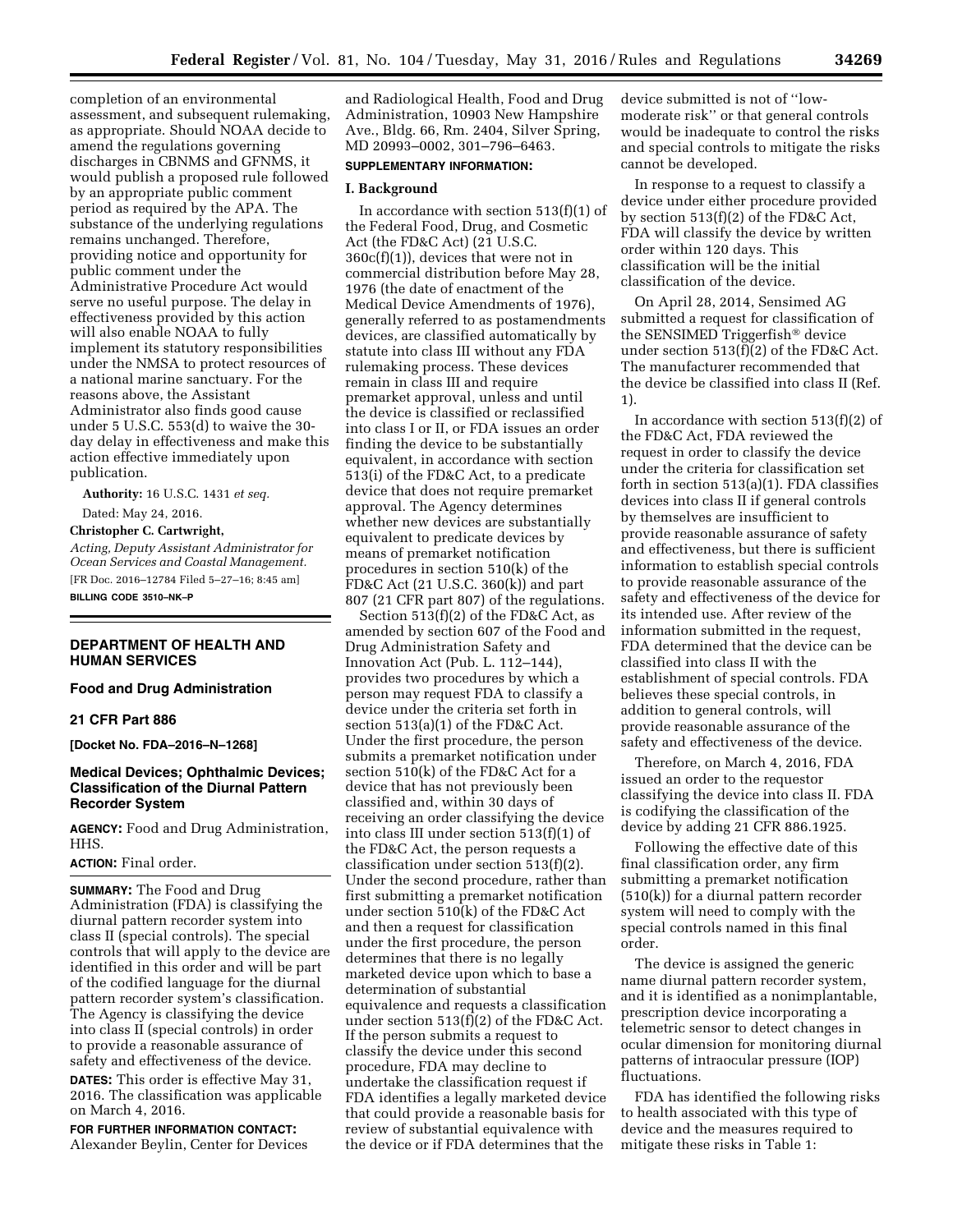completion of an environmental assessment, and subsequent rulemaking, as appropriate. Should NOAA decide to amend the regulations governing discharges in CBNMS and GFNMS, it would publish a proposed rule followed by an appropriate public comment period as required by the APA. The substance of the underlying regulations remains unchanged. Therefore, providing notice and opportunity for public comment under the Administrative Procedure Act would serve no useful purpose. The delay in effectiveness provided by this action will also enable NOAA to fully implement its statutory responsibilities under the NMSA to protect resources of a national marine sanctuary. For the reasons above, the Assistant Administrator also finds good cause under 5 U.S.C. 553(d) to waive the 30-day delay in effectiveness and make this action effective immediately upon publication.

**Authority:** 16 U.S.C. 1431 *et seq.*

Dated: May 24, 2016.

**Christopher C. Cartwright,**

*Acting, Deputy Assistant Administrator for Ocean Services and Coastal Management.*

[FR Doc. 2016–12784 Filed 5–27–16; 8:45 am]

**BILLING CODE 3510–NK–P**

---

## DEPARTMENT OF HEALTH AND HUMAN SERVICES

### Food and Drug Administration

### 21 CFR Part 886

**[Docket No. FDA–2016–N–1268]**

### Medical Devices; Ophthalmic Devices; Classification of the Diurnal Pattern Recorder System

**AGENCY:** Food and Drug Administration, HHS.

**ACTION:** Final order.

**SUMMARY:** The Food and Drug Administration (FDA) is classifying the diurnal pattern recorder system into class II (special controls). The special controls that will apply to the device are identified in this order and will be part of the codified language for the diurnal pattern recorder system's classification. The Agency is classifying the device into class II (special controls) in order to provide a reasonable assurance of safety and effectiveness of the device.

**DATES:** This order is effective May 31, 2016. The classification was applicable on March 4, 2016.

**FOR FURTHER INFORMATION CONTACT:** Alexander Beylin, Center for Devices and Radiological Health, Food and Drug Administration, 10903 New Hampshire Ave., Bldg. 66, Rm. 2404, Silver Spring, MD 20993–0002, 301–796–6463.

**SUPPLEMENTARY INFORMATION:**

**I. Background**

In accordance with section 513(f)(1) of the Federal Food, Drug, and Cosmetic Act (the FD&C Act) (21 U.S.C. 360c(f)(1)), devices that were not in commercial distribution before May 28, 1976 (the date of enactment of the Medical Device Amendments of 1976), generally referred to as postamendments devices, are classified automatically by statute into class III without any FDA rulemaking process. These devices remain in class III and require premarket approval, unless and until the device is classified or reclassified into class I or II, or FDA issues an order finding the device to be substantially equivalent, in accordance with section 513(i) of the FD&C Act, to a predicate device that does not require premarket approval. The Agency determines whether new devices are substantially equivalent to predicate devices by means of premarket notification procedures in section 510(k) of the FD&C Act (21 U.S.C. 360(k)) and part 807 (21 CFR part 807) of the regulations.

Section 513(f)(2) of the FD&C Act, as amended by section 607 of the Food and Drug Administration Safety and Innovation Act (Pub. L. 112–144), provides two procedures by which a person may request FDA to classify a device under the criteria set forth in section 513(a)(1) of the FD&C Act. Under the first procedure, the person submits a premarket notification under section 510(k) of the FD&C Act for a device that has not previously been classified and, within 30 days of receiving an order classifying the device into class III under section 513(f)(1) of the FD&C Act, the person requests a classification under section 513(f)(2). Under the second procedure, rather than first submitting a premarket notification under section 510(k) of the FD&C Act and then a request for classification under the first procedure, the person determines that there is no legally marketed device upon which to base a determination of substantial equivalence and requests a classification under section 513(f)(2) of the FD&C Act. If the person submits a request to classify the device under this second procedure, FDA may decline to undertake the classification request if FDA identifies a legally marketed device that could provide a reasonable basis for review of substantial equivalence with the device or if FDA determines that the device submitted is not of ''low-moderate risk'' or that general controls would be inadequate to control the risks and special controls to mitigate the risks cannot be developed.

In response to a request to classify a device under either procedure provided by section 513(f)(2) of the FD&C Act, FDA will classify the device by written order within 120 days. This classification will be the initial classification of the device.

On April 28, 2014, Sensimed AG submitted a request for classification of the SENSIMED Triggerfish® device under section 513(f)(2) of the FD&C Act. The manufacturer recommended that the device be classified into class II (Ref. 1).

In accordance with section 513(f)(2) of the FD&C Act, FDA reviewed the request in order to classify the device under the criteria for classification set forth in section 513(a)(1). FDA classifies devices into class II if general controls by themselves are insufficient to provide reasonable assurance of safety and effectiveness, but there is sufficient information to establish special controls to provide reasonable assurance of the safety and effectiveness of the device for its intended use. After review of the information submitted in the request, FDA determined that the device can be classified into class II with the establishment of special controls. FDA believes these special controls, in addition to general controls, will provide reasonable assurance of the safety and effectiveness of the device.

Therefore, on March 4, 2016, FDA issued an order to the requestor classifying the device into class II. FDA is codifying the classification of the device by adding 21 CFR 886.1925.

Following the effective date of this final classification order, any firm submitting a premarket notification (510(k)) for a diurnal pattern recorder system will need to comply with the special controls named in this final order.

The device is assigned the generic name diurnal pattern recorder system, and it is identified as a nonimplantable, prescription device incorporating a telemetric sensor to detect changes in ocular dimension for monitoring diurnal patterns of intraocular pressure (IOP) fluctuations.

FDA has identified the following risks to health associated with this type of device and the measures required to mitigate these risks in Table 1: